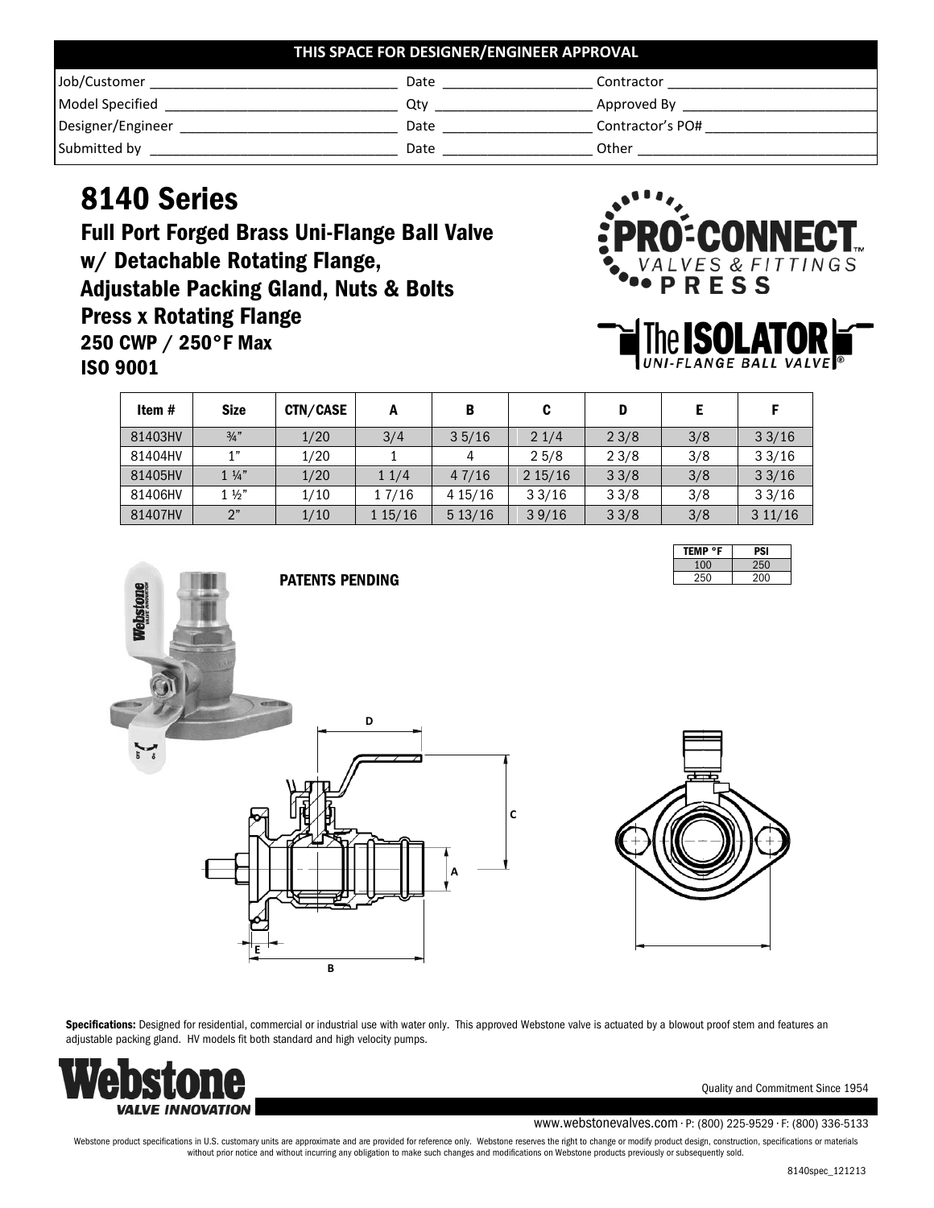| THIS SPACE FOR DESIGNER/ENGINEER APPROVAL | | | | | |
|---|---|---|---|---|---|
| Job/Customer | | Date | | Contractor | |
| Model Specified | | Qty | | Approved By | |
| Designer/Engineer | | Date | | Contractor's PO# | |
| Submitted by | | Date | | Other | |

# 8140 Series

## Full Port Forged Brass Uni-Flange Ball Valve w/ Detachable Rotating Flange, Adjustable Packing Gland, Nuts & Bolts Press x Rotating Flange

**250 CWP / 250°F Max**

**ISO 9001**

PRO-CONNECT™ VALVES & FITTINGS PRESS

The ISOLATOR® UNI-FLANGE BALL VALVE

| Item # | Size | CTN/CASE | A | B | C | D | E | F |
|---|---|---|---|---|---|---|---|---|
| 81403HV | ¾" | 1/20 | 3/4 | 3 5/16 | 2 1/4 | 2 3/8 | 3/8 | 3 3/16 |
| 81404HV | 1" | 1/20 | 1 | 4 | 2 5/8 | 2 3/8 | 3/8 | 3 3/16 |
| 81405HV | 1 ¼" | 1/20 | 1 1/4 | 4 7/16 | 2 15/16 | 3 3/8 | 3/8 | 3 3/16 |
| 81406HV | 1 ½" | 1/10 | 1 7/16 | 4 15/16 | 3 3/16 | 3 3/8 | 3/8 | 3 3/16 |
| 81407HV | 2" | 1/10 | 1 15/16 | 5 13/16 | 3 9/16 | 3 3/8 | 3/8 | 3 11/16 |

**PATENTS PENDING**

| TEMP °F | PSI |
|---|---|
| 100 | 250 |
| 250 | 200 |

**Specifications:** Designed for residential, commercial or industrial use with water only. This approved Webstone valve is actuated by a blowout proof stem and features an adjustable packing gland. HV models fit both standard and high velocity pumps.

Webstone VALVE INNOVATION

Quality and Commitment Since 1954

www.webstonevalves.com · P: (800) 225-9529 · F: (800) 336-5133

Webstone product specifications in U.S. customary units are approximate and are provided for reference only. Webstone reserves the right to change or modify product design, construction, specifications or materials without prior notice and without incurring any obligation to make such changes and modifications on Webstone products previously or subsequently sold.

8140spec_121213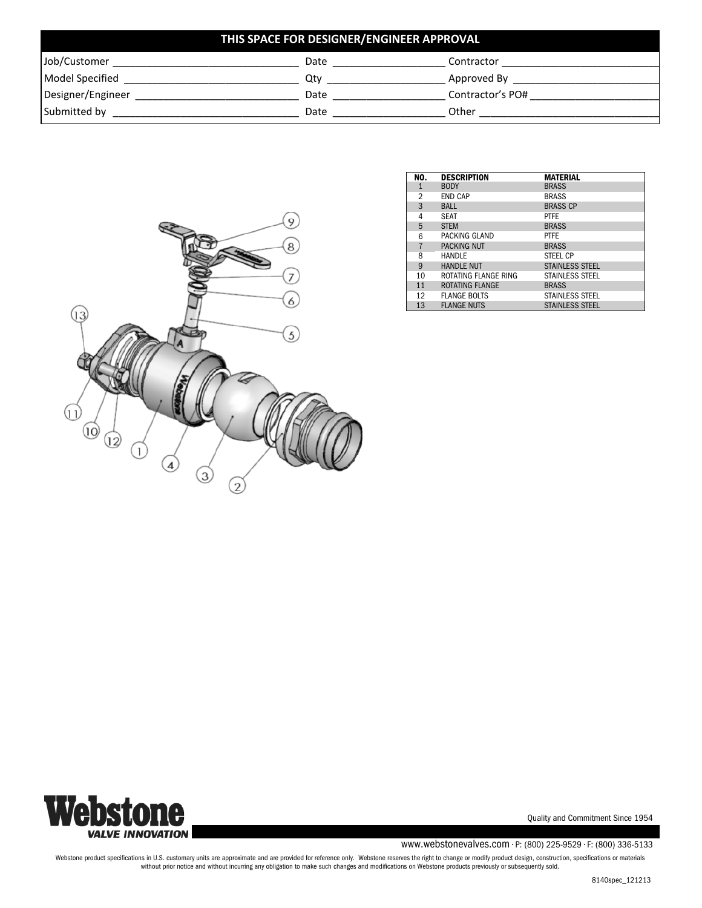| THIS SPACE FOR DESIGNER/ENGINEER APPROVAL | | |
|---|---|---|
| Job/Customer ________________ | Date ________________ | Contractor ________________ |
| Model Specified ________________ | Qty ________________ | Approved By ________________ |
| Designer/Engineer ________________ | Date ________________ | Contractor's PO# ________________ |
| Submitted by ________________ | Date ________________ | Other ________________ |

| NO. | DESCRIPTION | MATERIAL |
|---|---|---|
| 1 | BODY | BRASS |
| 2 | END CAP | BRASS |
| 3 | BALL | BRASS CP |
| 4 | SEAT | PTFE |
| 5 | STEM | BRASS |
| 6 | PACKING GLAND | PTFE |
| 7 | PACKING NUT | BRASS |
| 8 | HANDLE | STEEL CP |
| 9 | HANDLE NUT | STAINLESS STEEL |
| 10 | ROTATING FLANGE RING | STAINLESS STEEL |
| 11 | ROTATING FLANGE | BRASS |
| 12 | FLANGE BOLTS | STAINLESS STEEL |
| 13 | FLANGE NUTS | STAINLESS STEEL |

Webstone
VALVE INNOVATION

Quality and Commitment Since 1954

www.webstonevalves.com · P: (800) 225-9529 · F: (800) 336-5133

Webstone product specifications in U.S. customary units are approximate and are provided for reference only. Webstone reserves the right to change or modify product design, construction, specifications or materials without prior notice and without incurring any obligation to make such changes and modifications on Webstone products previously or subsequently sold.

8140spec_121213